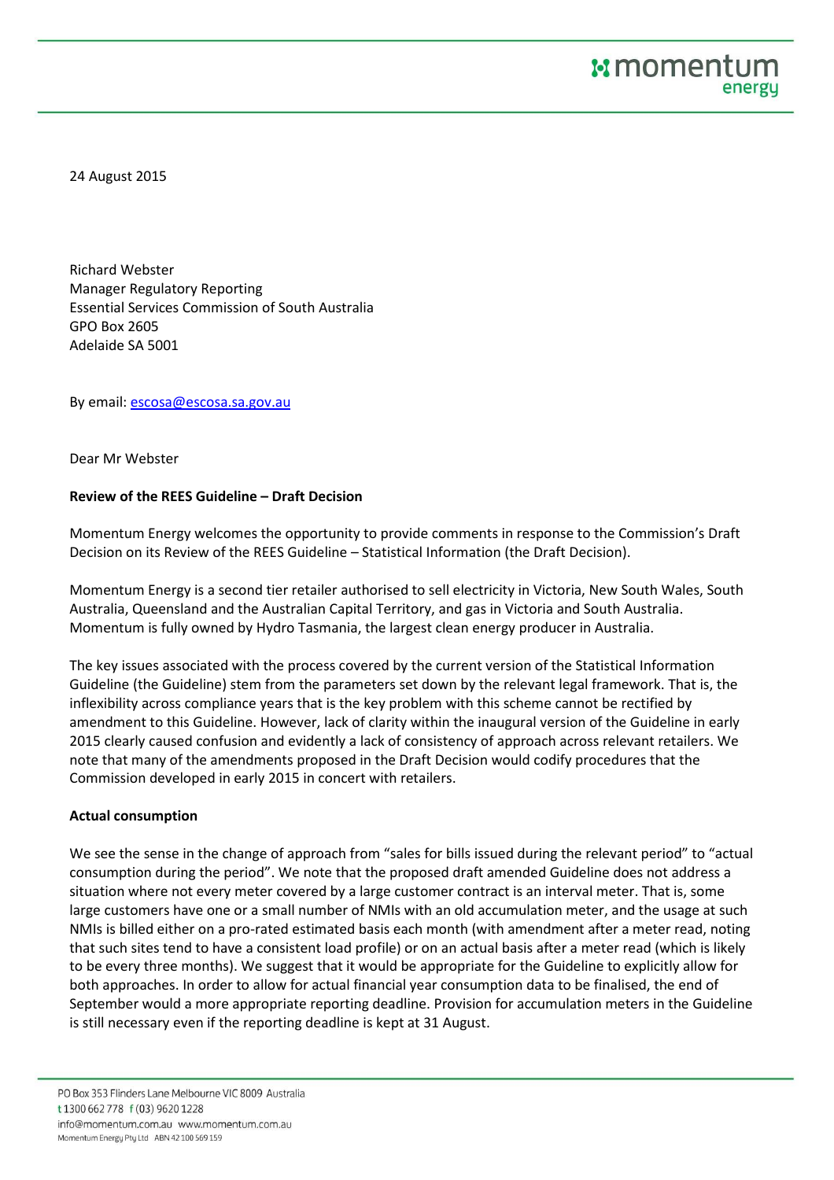24 August 2015

Richard Webster
Manager Regulatory Reporting
Essential Services Commission of South Australia
GPO Box 2605
Adelaide SA 5001

By email: escosa@escosa.sa.gov.au

Dear Mr Webster

**Review of the REES Guideline – Draft Decision**

Momentum Energy welcomes the opportunity to provide comments in response to the Commission's Draft Decision on its Review of the REES Guideline – Statistical Information (the Draft Decision).

Momentum Energy is a second tier retailer authorised to sell electricity in Victoria, New South Wales, South Australia, Queensland and the Australian Capital Territory, and gas in Victoria and South Australia. Momentum is fully owned by Hydro Tasmania, the largest clean energy producer in Australia.

The key issues associated with the process covered by the current version of the Statistical Information Guideline (the Guideline) stem from the parameters set down by the relevant legal framework. That is, the inflexibility across compliance years that is the key problem with this scheme cannot be rectified by amendment to this Guideline. However, lack of clarity within the inaugural version of the Guideline in early 2015 clearly caused confusion and evidently a lack of consistency of approach across relevant retailers. We note that many of the amendments proposed in the Draft Decision would codify procedures that the Commission developed in early 2015 in concert with retailers.

**Actual consumption**

We see the sense in the change of approach from "sales for bills issued during the relevant period" to "actual consumption during the period". We note that the proposed draft amended Guideline does not address a situation where not every meter covered by a large customer contract is an interval meter. That is, some large customers have one or a small number of NMIs with an old accumulation meter, and the usage at such NMIs is billed either on a pro-rated estimated basis each month (with amendment after a meter read, noting that such sites tend to have a consistent load profile) or on an actual basis after a meter read (which is likely to be every three months). We suggest that it would be appropriate for the Guideline to explicitly allow for both approaches. In order to allow for actual financial year consumption data to be finalised, the end of September would a more appropriate reporting deadline. Provision for accumulation meters in the Guideline is still necessary even if the reporting deadline is kept at 31 August.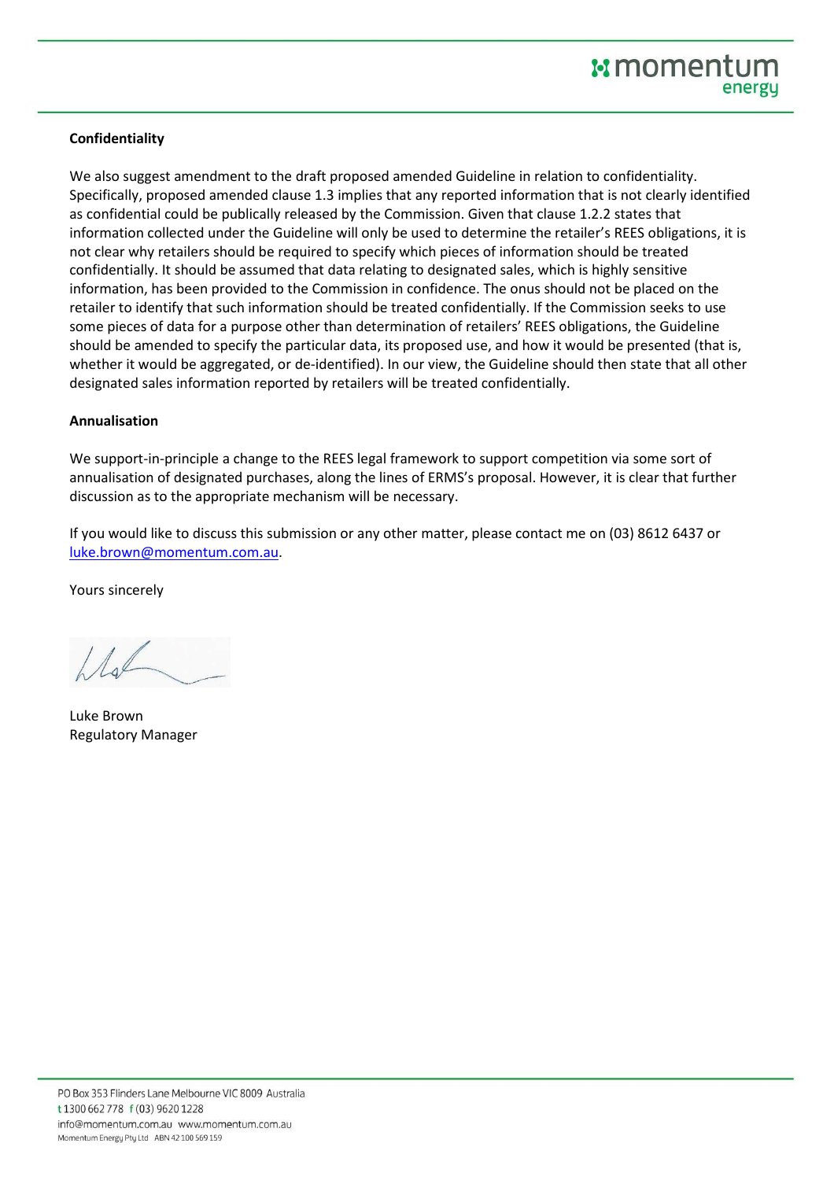**Confidentiality**

We also suggest amendment to the draft proposed amended Guideline in relation to confidentiality. Specifically, proposed amended clause 1.3 implies that any reported information that is not clearly identified as confidential could be publically released by the Commission. Given that clause 1.2.2 states that information collected under the Guideline will only be used to determine the retailer's REES obligations, it is not clear why retailers should be required to specify which pieces of information should be treated confidentially. It should be assumed that data relating to designated sales, which is highly sensitive information, has been provided to the Commission in confidence. The onus should not be placed on the retailer to identify that such information should be treated confidentially. If the Commission seeks to use some pieces of data for a purpose other than determination of retailers' REES obligations, the Guideline should be amended to specify the particular data, its proposed use, and how it would be presented (that is, whether it would be aggregated, or de-identified). In our view, the Guideline should then state that all other designated sales information reported by retailers will be treated confidentially.

**Annualisation**

We support-in-principle a change to the REES legal framework to support competition via some sort of annualisation of designated purchases, along the lines of ERMS's proposal. However, it is clear that further discussion as to the appropriate mechanism will be necessary.

If you would like to discuss this submission or any other matter, please contact me on (03) 8612 6437 or luke.brown@momentum.com.au.

Yours sincerely

Luke Brown
Regulatory Manager